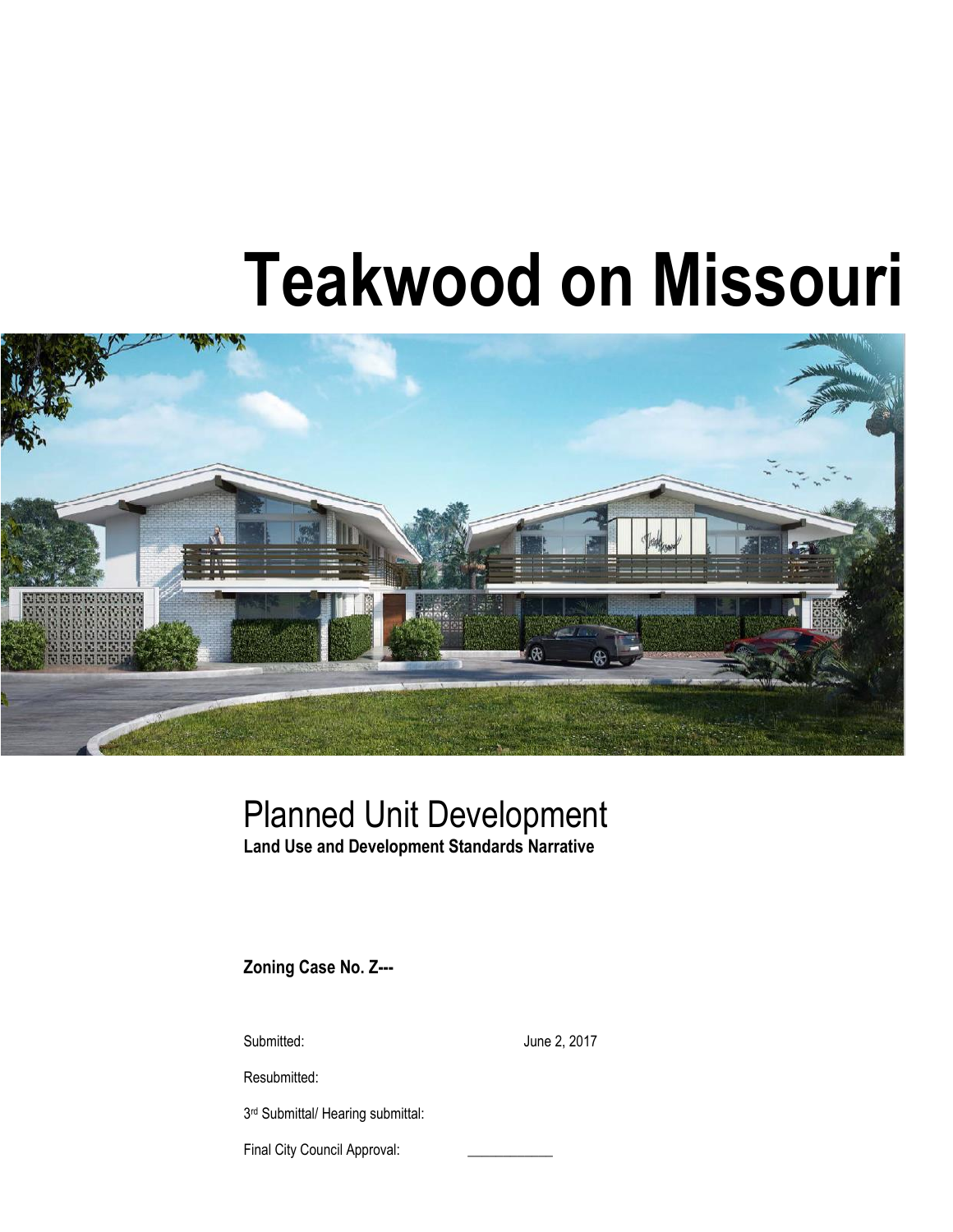# Teakwood on Missouri

## Planned Unit Development

**Land Use and Development Standards Narrative**

**Zoning Case No. Z---**

Submitted: June 2, 2017

Resubmitted:

3rd Submittal/ Hearing submittal:

Final City Council Approval: ____________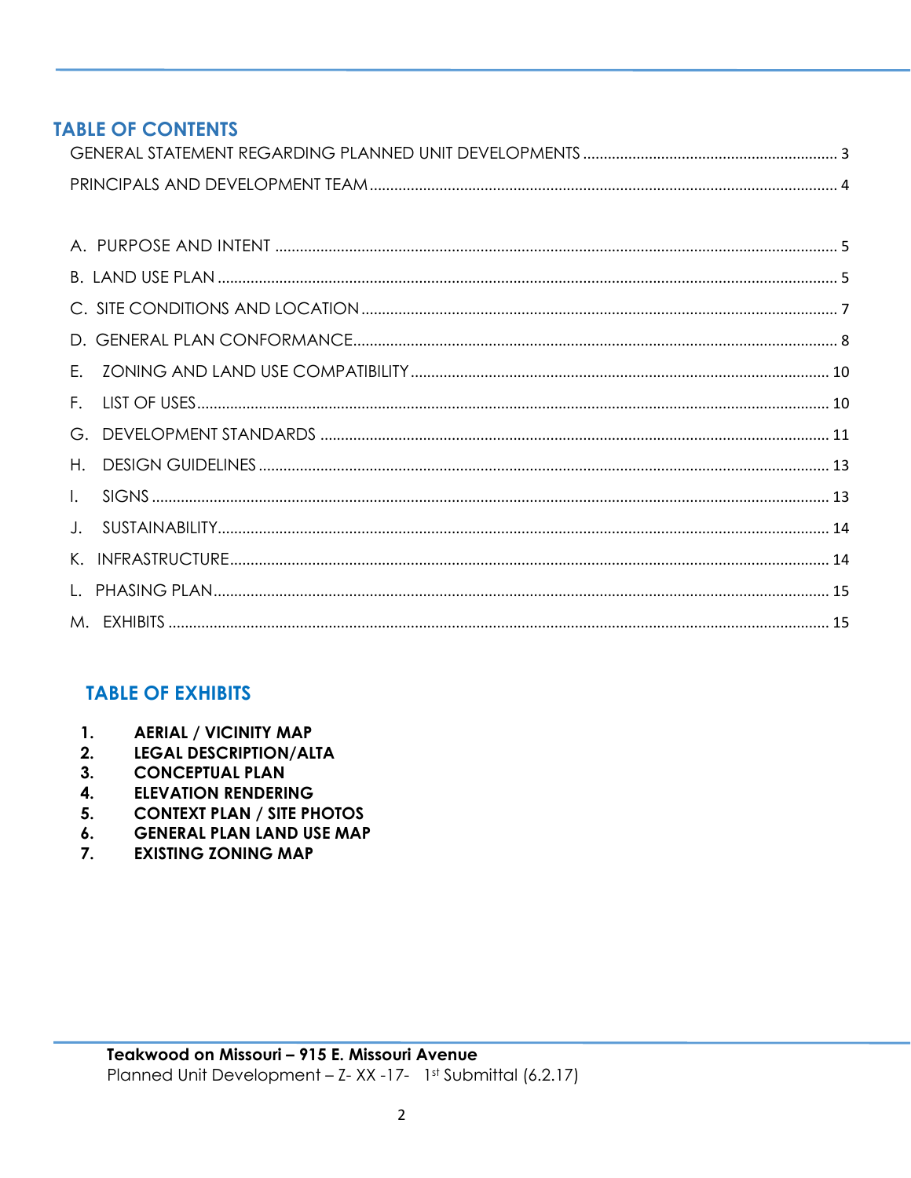## TABLE OF CONTENTS

GENERAL STATEMENT REGARDING PLANNED UNIT DEVELOPMENTS ............ 3

PRINCIPALS AND DEVELOPMENT TEAM ............ 4

A. PURPOSE AND INTENT ............ 5

B. LAND USE PLAN ............ 5

C. SITE CONDITIONS AND LOCATION ............ 7

D. GENERAL PLAN CONFORMANCE ............ 8

E. ZONING AND LAND USE COMPATIBILITY ............ 10

F. LIST OF USES ............ 10

G. DEVELOPMENT STANDARDS ............ 11

H. DESIGN GUIDELINES ............ 13

I. SIGNS ............ 13

J. SUSTAINABILITY ............ 14

K. INFRASTRUCTURE ............ 14

L. PHASING PLAN ............ 15

M. EXHIBITS ............ 15

## TABLE OF EXHIBITS

1. **AERIAL / VICINITY MAP**
2. **LEGAL DESCRIPTION/ALTA**
3. **CONCEPTUAL PLAN**
4. **ELEVATION RENDERING**
5. **CONTEXT PLAN / SITE PHOTOS**
6. **GENERAL PLAN LAND USE MAP**
7. **EXISTING ZONING MAP**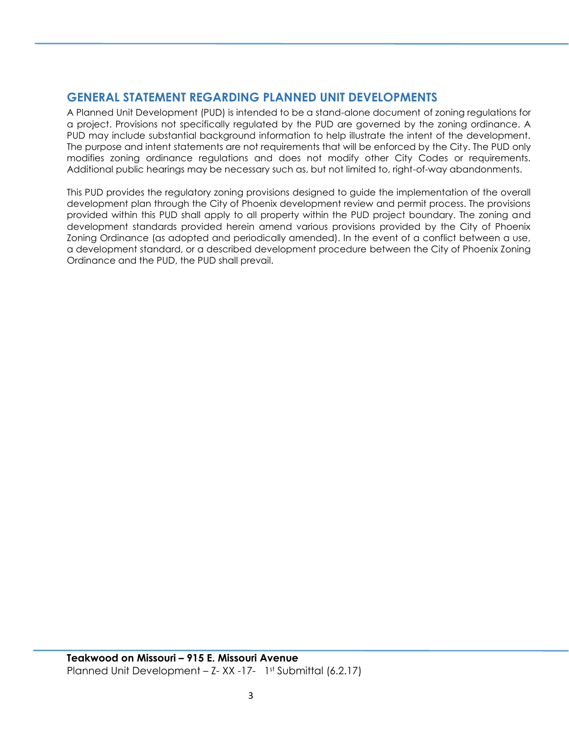## GENERAL STATEMENT REGARDING PLANNED UNIT DEVELOPMENTS

A Planned Unit Development (PUD) is intended to be a stand-alone document of zoning regulations for a project. Provisions not specifically regulated by the PUD are governed by the zoning ordinance. A PUD may include substantial background information to help illustrate the intent of the development. The purpose and intent statements are not requirements that will be enforced by the City. The PUD only modifies zoning ordinance regulations and does not modify other City Codes or requirements. Additional public hearings may be necessary such as, but not limited to, right-of-way abandonments.

This PUD provides the regulatory zoning provisions designed to guide the implementation of the overall development plan through the City of Phoenix development review and permit process. The provisions provided within this PUD shall apply to all property within the PUD project boundary. The zoning and development standards provided herein amend various provisions provided by the City of Phoenix Zoning Ordinance (as adopted and periodically amended). In the event of a conflict between a use, a development standard, or a described development procedure between the City of Phoenix Zoning Ordinance and the PUD, the PUD shall prevail.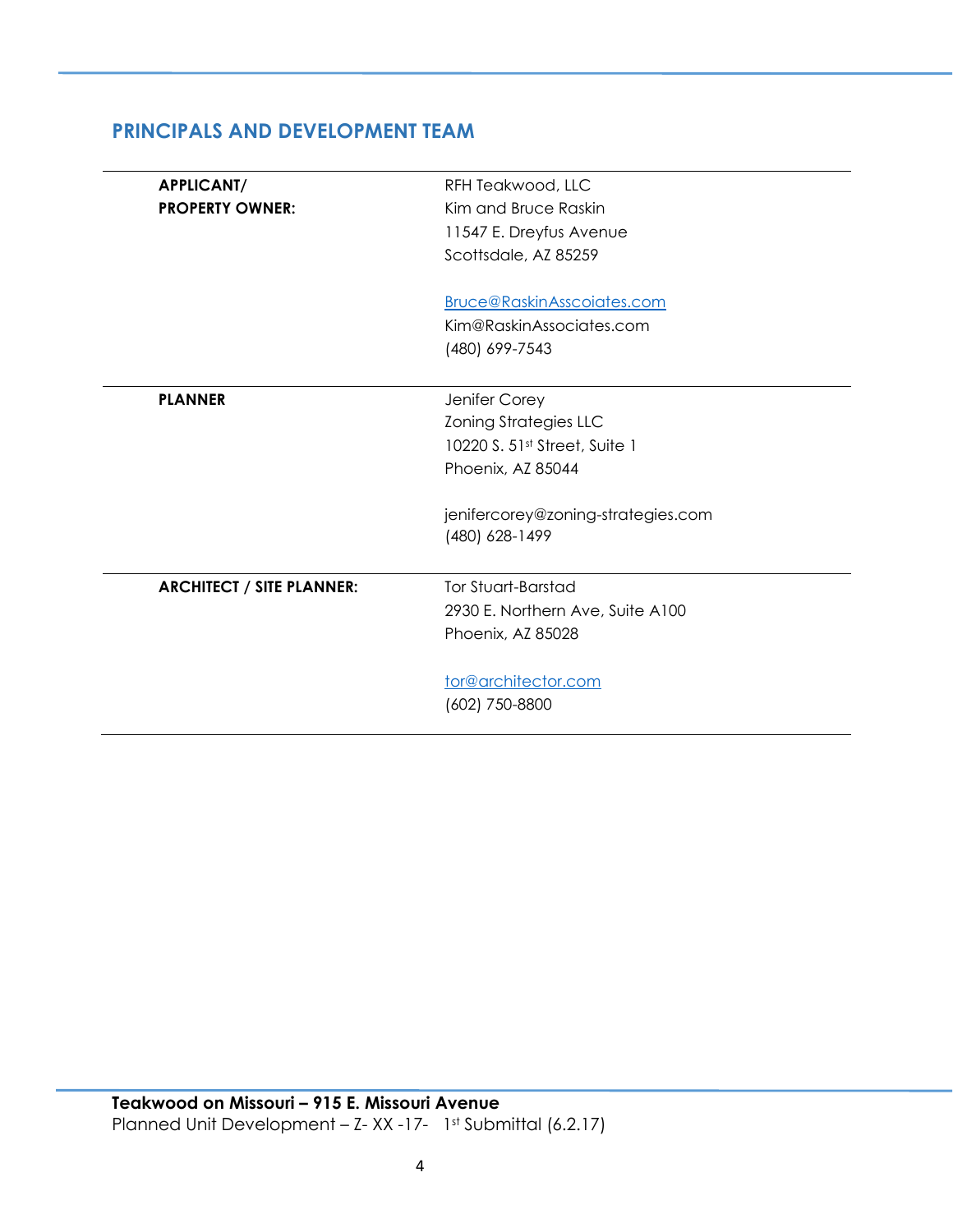## PRINCIPALS AND DEVELOPMENT TEAM

| | |
|---|---|
| **APPLICANT/ PROPERTY OWNER:** | RFH Teakwood, LLC<br>Kim and Bruce Raskin<br>11547 E. Dreyfus Avenue<br>Scottsdale, AZ 85259<br><br>Bruce@RaskinAsscoiates.com<br>Kim@RaskinAssociates.com<br>(480) 699-7543 |
| **PLANNER** | Jenifer Corey<br>Zoning Strategies LLC<br>10220 S. 51st Street, Suite 1<br>Phoenix, AZ 85044<br><br>jennifercorey@zoning-strategies.com<br>(480) 628-1499 |
| **ARCHITECT / SITE PLANNER:** | Tor Stuart-Barstad<br>2930 E. Northern Ave, Suite A100<br>Phoenix, AZ 85028<br><br>tor@architector.com<br>(602) 750-8800 |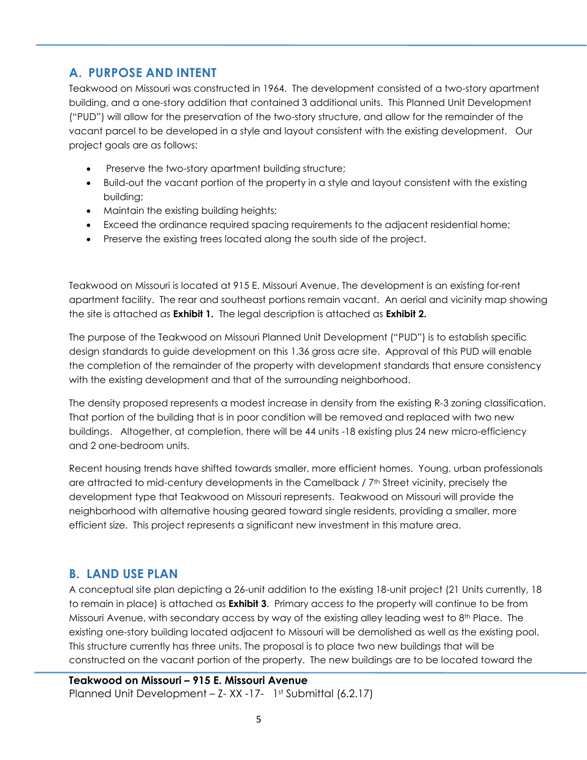## A. PURPOSE AND INTENT

Teakwood on Missouri was constructed in 1964. The development consisted of a two-story apartment building, and a one-story addition that contained 3 additional units. This Planned Unit Development ("PUD") will allow for the preservation of the two-story structure, and allow for the remainder of the vacant parcel to be developed in a style and layout consistent with the existing development. Our project goals are as follows:

- Preserve the two-story apartment building structure;
- Build-out the vacant portion of the property in a style and layout consistent with the existing building;
- Maintain the existing building heights;
- Exceed the ordinance required spacing requirements to the adjacent residential home;
- Preserve the existing trees located along the south side of the project.

Teakwood on Missouri is located at 915 E. Missouri Avenue. The development is an existing for-rent apartment facility. The rear and southeast portions remain vacant. An aerial and vicinity map showing the site is attached as **Exhibit 1.** The legal description is attached as **Exhibit 2.**

The purpose of the Teakwood on Missouri Planned Unit Development ("PUD") is to establish specific design standards to guide development on this 1.36 gross acre site. Approval of this PUD will enable the completion of the remainder of the property with development standards that ensure consistency with the existing development and that of the surrounding neighborhood.

The density proposed represents a modest increase in density from the existing R-3 zoning classification. That portion of the building that is in poor condition will be removed and replaced with two new buildings. Altogether, at completion, there will be 44 units -18 existing plus 24 new micro-efficiency and 2 one-bedroom units.

Recent housing trends have shifted towards smaller, more efficient homes. Young, urban professionals are attracted to mid-century developments in the Camelback / 7th Street vicinity, precisely the development type that Teakwood on Missouri represents. Teakwood on Missouri will provide the neighborhood with alternative housing geared toward single residents, providing a smaller, more efficient size. This project represents a significant new investment in this mature area.

## B. LAND USE PLAN

A conceptual site plan depicting a 26-unit addition to the existing 18-unit project (21 Units currently, 18 to remain in place) is attached as **Exhibit 3**. Primary access to the property will continue to be from Missouri Avenue, with secondary access by way of the existing alley leading west to 8th Place. The existing one-story building located adjacent to Missouri will be demolished as well as the existing pool. This structure currently has three units. The proposal is to place two new buildings that will be constructed on the vacant portion of the property. The new buildings are to be located toward the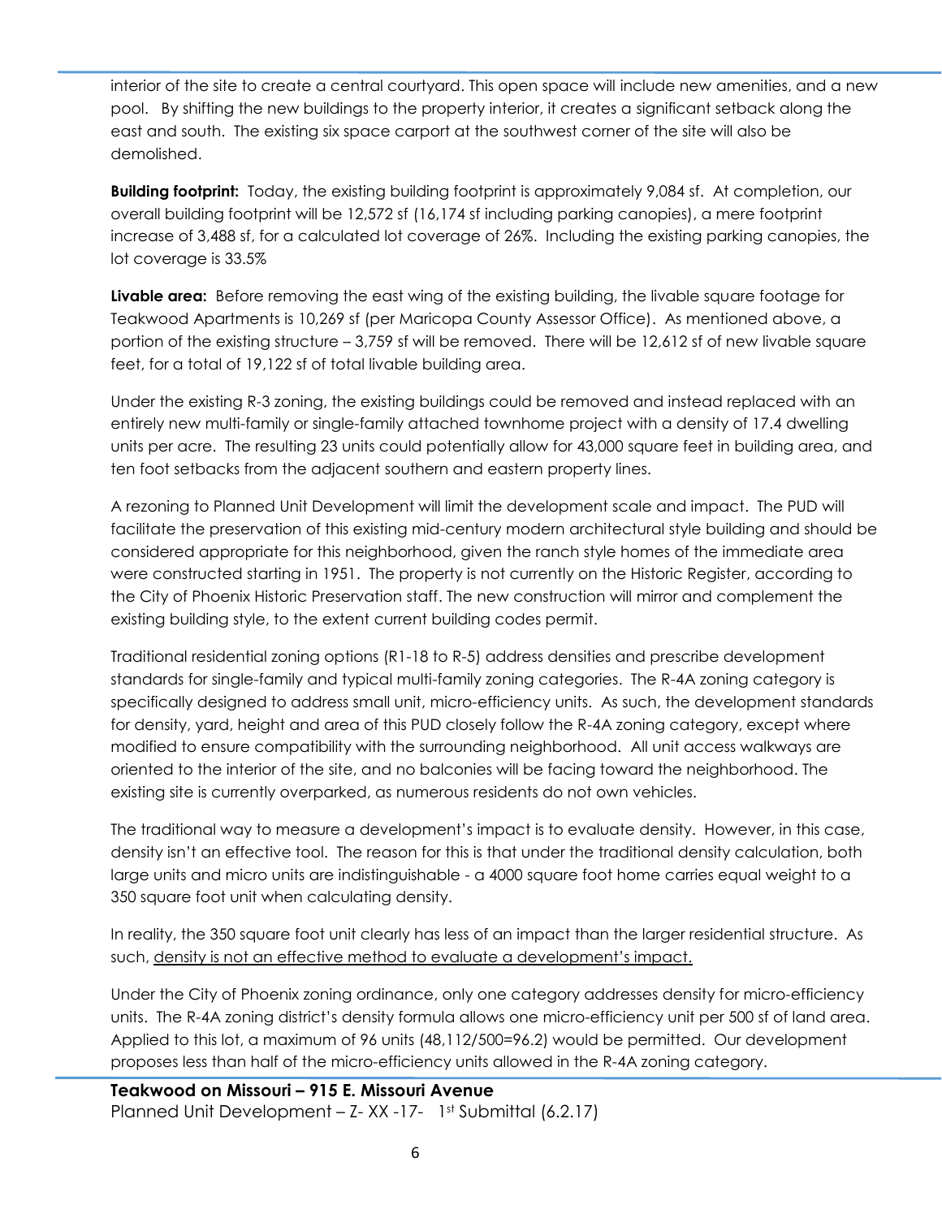interior of the site to create a central courtyard. This open space will include new amenities, and a new pool. By shifting the new buildings to the property interior, it creates a significant setback along the east and south. The existing six space carport at the southwest corner of the site will also be demolished.

**Building footprint:** Today, the existing building footprint is approximately 9,084 sf. At completion, our overall building footprint will be 12,572 sf (16,174 sf including parking canopies), a mere footprint increase of 3,488 sf, for a calculated lot coverage of 26%. Including the existing parking canopies, the lot coverage is 33.5%

**Livable area:** Before removing the east wing of the existing building, the livable square footage for Teakwood Apartments is 10,269 sf (per Maricopa County Assessor Office). As mentioned above, a portion of the existing structure – 3,759 sf will be removed. There will be 12,612 sf of new livable square feet, for a total of 19,122 sf of total livable building area.

Under the existing R-3 zoning, the existing buildings could be removed and instead replaced with an entirely new multi-family or single-family attached townhome project with a density of 17.4 dwelling units per acre. The resulting 23 units could potentially allow for 43,000 square feet in building area, and ten foot setbacks from the adjacent southern and eastern property lines.

A rezoning to Planned Unit Development will limit the development scale and impact. The PUD will facilitate the preservation of this existing mid-century modern architectural style building and should be considered appropriate for this neighborhood, given the ranch style homes of the immediate area were constructed starting in 1951. The property is not currently on the Historic Register, according to the City of Phoenix Historic Preservation staff. The new construction will mirror and complement the existing building style, to the extent current building codes permit.

Traditional residential zoning options (R1-18 to R-5) address densities and prescribe development standards for single-family and typical multi-family zoning categories. The R-4A zoning category is specifically designed to address small unit, micro-efficiency units. As such, the development standards for density, yard, height and area of this PUD closely follow the R-4A zoning category, except where modified to ensure compatibility with the surrounding neighborhood. All unit access walkways are oriented to the interior of the site, and no balconies will be facing toward the neighborhood. The existing site is currently overparked, as numerous residents do not own vehicles.

The traditional way to measure a development's impact is to evaluate density. However, in this case, density isn't an effective tool. The reason for this is that under the traditional density calculation, both large units and micro units are indistinguishable - a 4000 square foot home carries equal weight to a 350 square foot unit when calculating density.

In reality, the 350 square foot unit clearly has less of an impact than the larger residential structure. As such, <u>density is not an effective method to evaluate a development's impact.</u>

Under the City of Phoenix zoning ordinance, only one category addresses density for micro-efficiency units. The R-4A zoning district's density formula allows one micro-efficiency unit per 500 sf of land area. Applied to this lot, a maximum of 96 units (48,112/500=96.2) would be permitted. Our development proposes less than half of the micro-efficiency units allowed in the R-4A zoning category.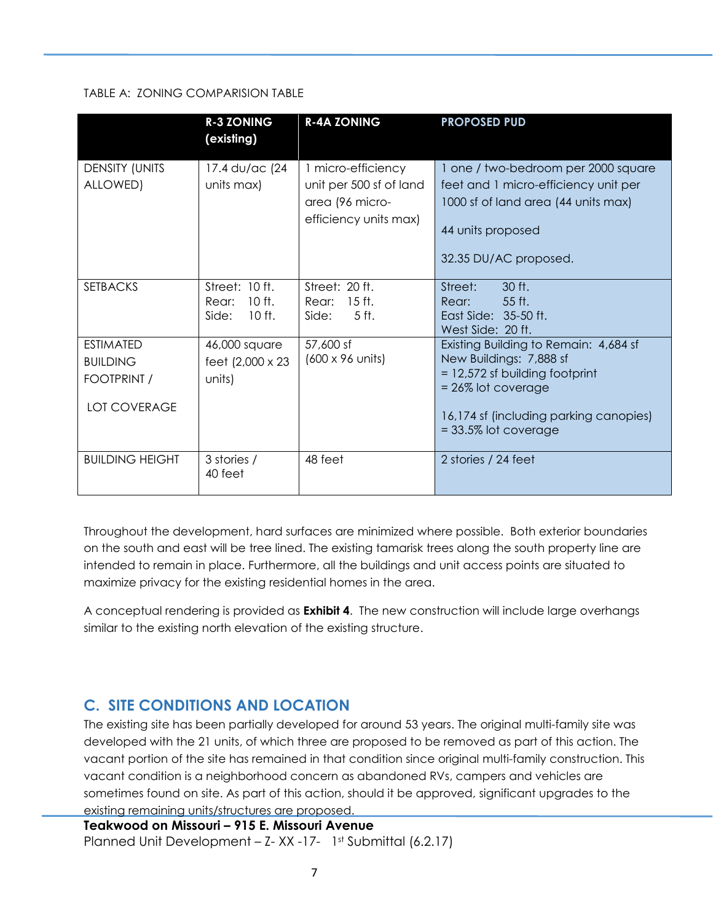TABLE A: ZONING COMPARISION TABLE

| | R-3 ZONING (existing) | R-4A ZONING | PROPOSED PUD |
|---|---|---|---|
| DENSITY (UNITS ALLOWED) | 17.4 du/ac (24 units max) | 1 micro-efficiency unit per 500 sf of land area (96 micro-efficiency units max) | 1 one / two-bedroom per 2000 square feet and 1 micro-efficiency unit per 1000 sf of land area (44 units max)<br><br>44 units proposed<br><br>32.35 DU/AC proposed. |
| SETBACKS | Street: 10 ft.<br>Rear: 10 ft.<br>Side: 10 ft. | Street: 20 ft.<br>Rear: 15 ft.<br>Side: 5 ft. | Street: 30 ft.<br>Rear: 55 ft.<br>East Side: 35-50 ft.<br>West Side: 20 ft. |
| ESTIMATED BUILDING FOOTPRINT / LOT COVERAGE | 46,000 square feet (2,000 x 23 units) | 57,600 sf (600 x 96 units) | Existing Building to Remain: 4,684 sf<br>New Buildings: 7,888 sf<br>= 12,572 sf building footprint<br>= 26% lot coverage<br><br>16,174 sf (including parking canopies)<br>= 33.5% lot coverage |
| BUILDING HEIGHT | 3 stories / 40 feet | 48 feet | 2 stories / 24 feet |

Throughout the development, hard surfaces are minimized where possible. Both exterior boundaries on the south and east will be tree lined. The existing tamarisk trees along the south property line are intended to remain in place. Furthermore, all the buildings and unit access points are situated to maximize privacy for the existing residential homes in the area.

A conceptual rendering is provided as **Exhibit 4**. The new construction will include large overhangs similar to the existing north elevation of the existing structure.

## C. SITE CONDITIONS AND LOCATION

The existing site has been partially developed for around 53 years. The original multi-family site was developed with the 21 units, of which three are proposed to be removed as part of this action. The vacant portion of the site has remained in that condition since original multi-family construction. This vacant condition is a neighborhood concern as abandoned RVs, campers and vehicles are sometimes found on site. As part of this action, should it be approved, significant upgrades to the existing remaining units/structures are proposed.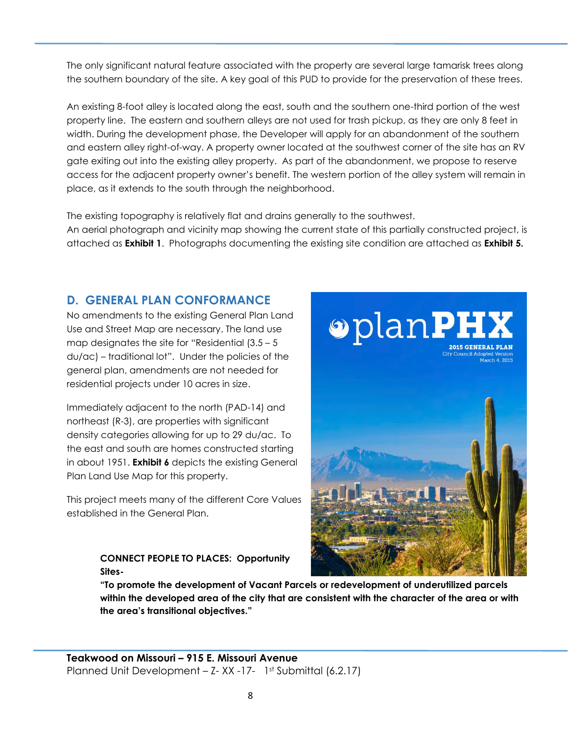The only significant natural feature associated with the property are several large tamarisk trees along the southern boundary of the site. A key goal of this PUD to provide for the preservation of these trees.

An existing 8-foot alley is located along the east, south and the southern one-third portion of the west property line. The eastern and southern alleys are not used for trash pickup, as they are only 8 feet in width. During the development phase, the Developer will apply for an abandonment of the southern and eastern alley right-of-way. A property owner located at the southwest corner of the site has an RV gate exiting out into the existing alley property. As part of the abandonment, we propose to reserve access for the adjacent property owner's benefit. The western portion of the alley system will remain in place, as it extends to the south through the neighborhood.

The existing topography is relatively flat and drains generally to the southwest.
An aerial photograph and vicinity map showing the current state of this partially constructed project, is attached as **Exhibit 1**. Photographs documenting the existing site condition are attached as **Exhibit 5.**

## D. GENERAL PLAN CONFORMANCE

No amendments to the existing General Plan Land Use and Street Map are necessary. The land use map designates the site for "Residential (3.5 – 5 du/ac) – traditional lot". Under the policies of the general plan, amendments are not needed for residential projects under 10 acres in size.

Immediately adjacent to the north (PAD-14) and northeast (R-3), are properties with significant density categories allowing for up to 29 du/ac. To the east and south are homes constructed starting in about 1951. **Exhibit 6** depicts the existing General Plan Land Use Map for this property.

This project meets many of the different Core Values established in the General Plan.

> **CONNECT PEOPLE TO PLACES: Opportunity Sites-**
> **"To promote the development of Vacant Parcels or redevelopment of underutilized parcels within the developed area of the city that are consistent with the character of the area or with the area's transitional objectives."**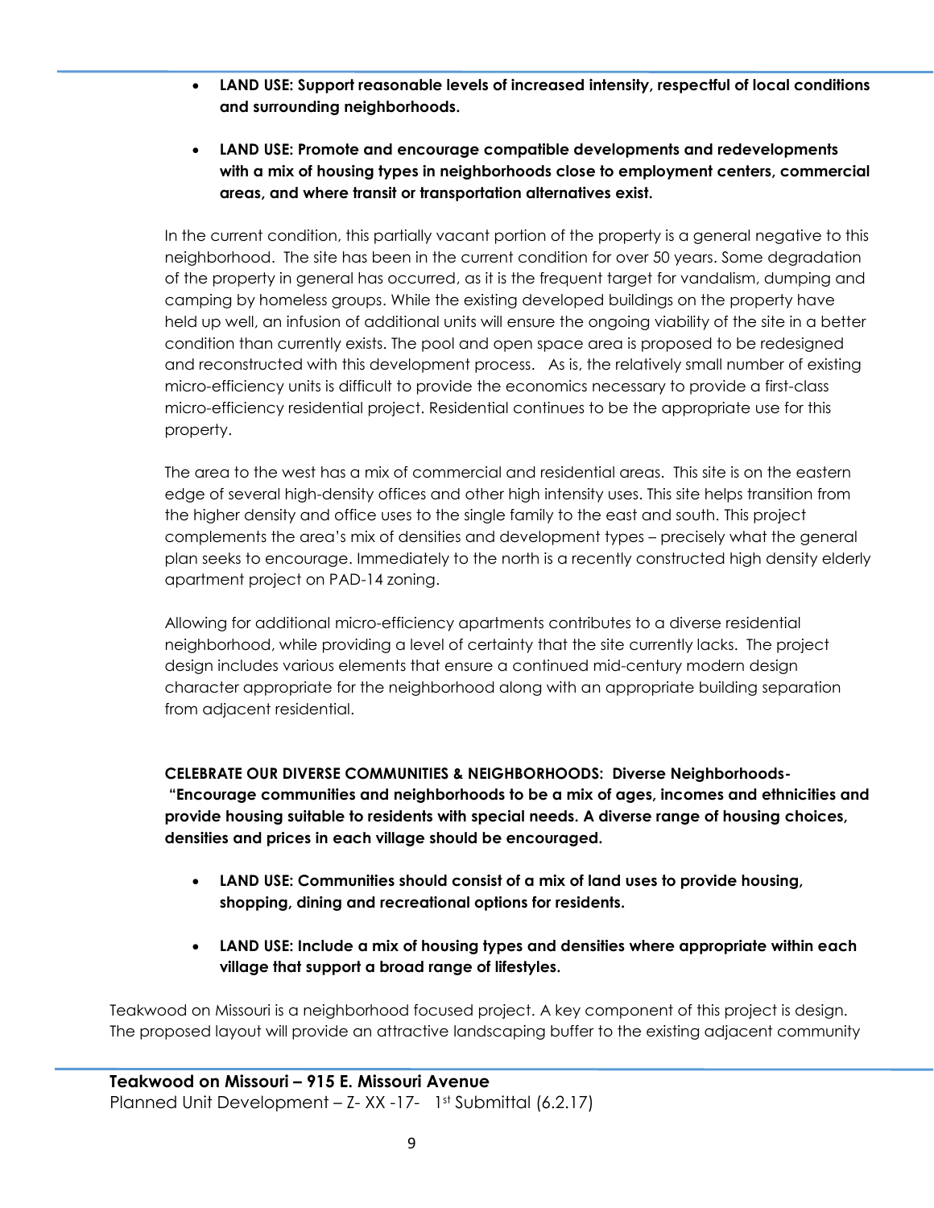- **LAND USE: Support reasonable levels of increased intensity, respectful of local conditions and surrounding neighborhoods.**

- **LAND USE: Promote and encourage compatible developments and redevelopments with a mix of housing types in neighborhoods close to employment centers, commercial areas, and where transit or transportation alternatives exist.**

In the current condition, this partially vacant portion of the property is a general negative to this neighborhood. The site has been in the current condition for over 50 years. Some degradation of the property in general has occurred, as it is the frequent target for vandalism, dumping and camping by homeless groups. While the existing developed buildings on the property have held up well, an infusion of additional units will ensure the ongoing viability of the site in a better condition than currently exists. The pool and open space area is proposed to be redesigned and reconstructed with this development process. As is, the relatively small number of existing micro-efficiency units is difficult to provide the economics necessary to provide a first-class micro-efficiency residential project. Residential continues to be the appropriate use for this property.

The area to the west has a mix of commercial and residential areas. This site is on the eastern edge of several high-density offices and other high intensity uses. This site helps transition from the higher density and office uses to the single family to the east and south. This project complements the area's mix of densities and development types – precisely what the general plan seeks to encourage. Immediately to the north is a recently constructed high density elderly apartment project on PAD-14 zoning.

Allowing for additional micro-efficiency apartments contributes to a diverse residential neighborhood, while providing a level of certainty that the site currently lacks. The project design includes various elements that ensure a continued mid-century modern design character appropriate for the neighborhood along with an appropriate building separation from adjacent residential.

**CELEBRATE OUR DIVERSE COMMUNITIES & NEIGHBORHOODS: Diverse Neighborhoods- "Encourage communities and neighborhoods to be a mix of ages, incomes and ethnicities and provide housing suitable to residents with special needs. A diverse range of housing choices, densities and prices in each village should be encouraged.**

- **LAND USE: Communities should consist of a mix of land uses to provide housing, shopping, dining and recreational options for residents.**

- **LAND USE: Include a mix of housing types and densities where appropriate within each village that support a broad range of lifestyles.**

Teakwood on Missouri is a neighborhood focused project. A key component of this project is design. The proposed layout will provide an attractive landscaping buffer to the existing adjacent community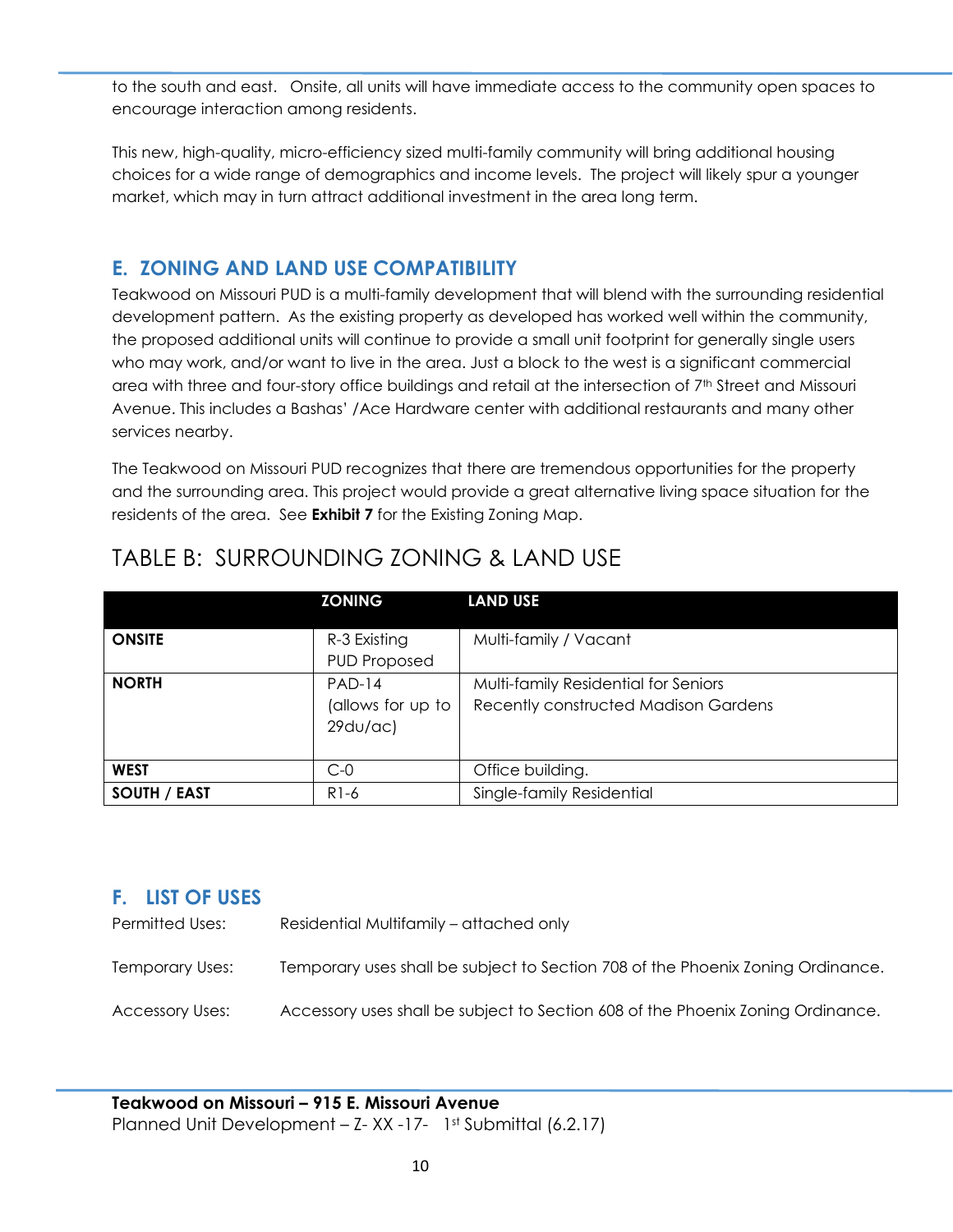to the south and east. Onsite, all units will have immediate access to the community open spaces to encourage interaction among residents.

This new, high-quality, micro-efficiency sized multi-family community will bring additional housing choices for a wide range of demographics and income levels. The project will likely spur a younger market, which may in turn attract additional investment in the area long term.

## E. ZONING AND LAND USE COMPATIBILITY

Teakwood on Missouri PUD is a multi-family development that will blend with the surrounding residential development pattern. As the existing property as developed has worked well within the community, the proposed additional units will continue to provide a small unit footprint for generally single users who may work, and/or want to live in the area. Just a block to the west is a significant commercial area with three and four-story office buildings and retail at the intersection of 7th Street and Missouri Avenue. This includes a Bashas' /Ace Hardware center with additional restaurants and many other services nearby.

The Teakwood on Missouri PUD recognizes that there are tremendous opportunities for the property and the surrounding area. This project would provide a great alternative living space situation for the residents of the area. See **Exhibit 7** for the Existing Zoning Map.

### TABLE B: SURROUNDING ZONING & LAND USE

| | **ZONING** | **LAND USE** |
|---|---|---|
| **ONSITE** | R-3 Existing<br>PUD Proposed | Multi-family / Vacant |
| **NORTH** | PAD-14<br>(allows for up to 29du/ac) | Multi-family Residential for Seniors<br>Recently constructed Madison Gardens |
| **WEST** | C-0 | Office building. |
| **SOUTH / EAST** | R1-6 | Single-family Residential |

## F. LIST OF USES

Permitted Uses: Residential Multifamily – attached only

Temporary Uses: Temporary uses shall be subject to Section 708 of the Phoenix Zoning Ordinance.

Accessory Uses: Accessory uses shall be subject to Section 608 of the Phoenix Zoning Ordinance.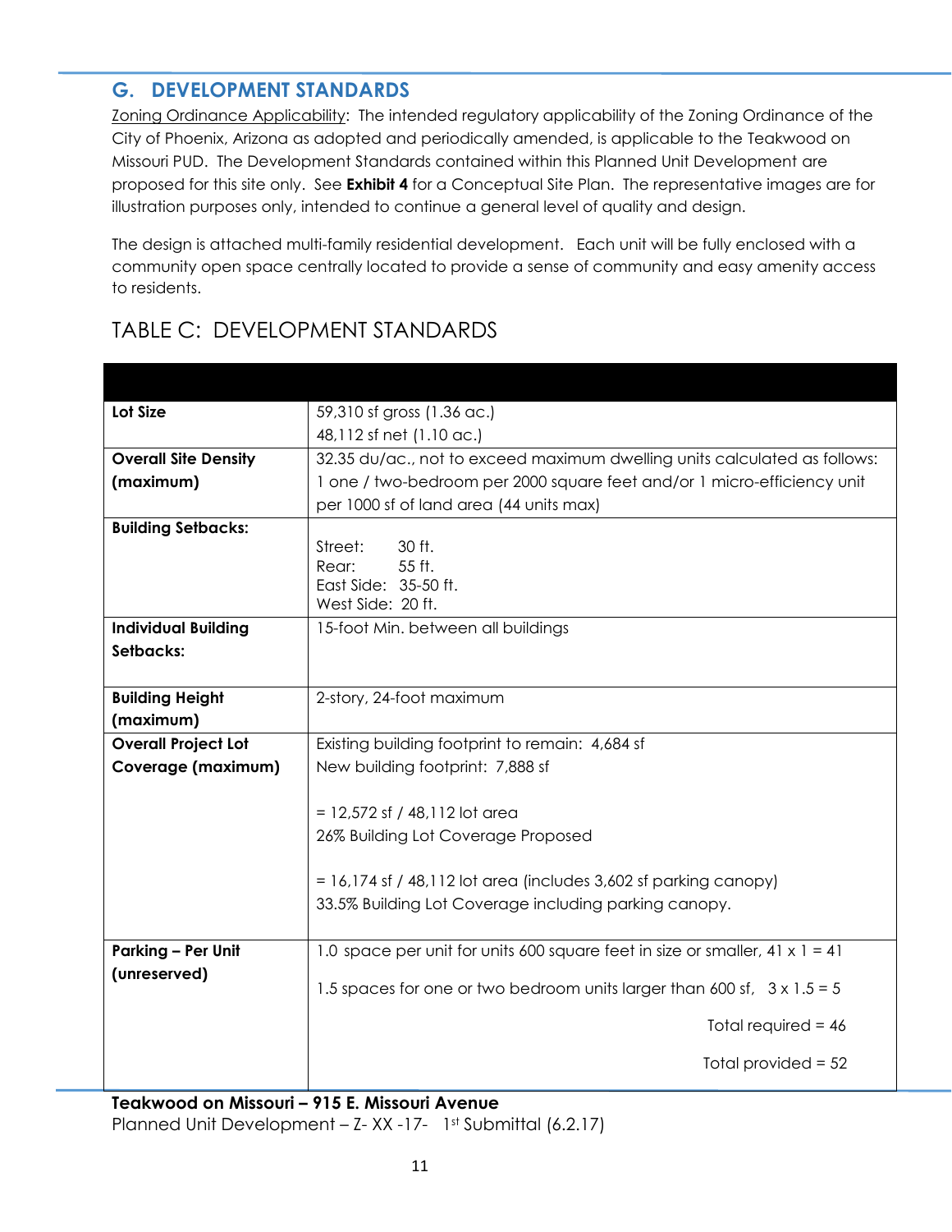## G. DEVELOPMENT STANDARDS

Zoning Ordinance Applicability: The intended regulatory applicability of the Zoning Ordinance of the City of Phoenix, Arizona as adopted and periodically amended, is applicable to the Teakwood on Missouri PUD. The Development Standards contained within this Planned Unit Development are proposed for this site only. See **Exhibit 4** for a Conceptual Site Plan. The representative images are for illustration purposes only, intended to continue a general level of quality and design.

The design is attached multi-family residential development. Each unit will be fully enclosed with a community open space centrally located to provide a sense of community and easy amenity access to residents.

### TABLE C: DEVELOPMENT STANDARDS

| | |
|---|---|
| **Lot Size** | 59,310 sf gross (1.36 ac.)<br>48,112 sf net (1.10 ac.) |
| **Overall Site Density (maximum)** | 32.35 du/ac., not to exceed maximum dwelling units calculated as follows: 1 one / two-bedroom per 2000 square feet and/or 1 micro-efficiency unit per 1000 sf of land area (44 units max) |
| **Building Setbacks:** | Street: 30 ft.<br>Rear: 55 ft.<br>East Side: 35-50 ft.<br>West Side: 20 ft. |
| **Individual Building Setbacks:** | 15-foot Min. between all buildings |
| **Building Height (maximum)** | 2-story, 24-foot maximum |
| **Overall Project Lot Coverage (maximum)** | Existing building footprint to remain: 4,684 sf<br>New building footprint: 7,888 sf<br><br>= 12,572 sf / 48,112 lot area<br>26% Building Lot Coverage Proposed<br><br>= 16,174 sf / 48,112 lot area (includes 3,602 sf parking canopy)<br>33.5% Building Lot Coverage including parking canopy. |
| **Parking – Per Unit (unreserved)** | 1.0 space per unit for units 600 square feet in size or smaller, 41 x 1 = 41<br>1.5 spaces for one or two bedroom units larger than 600 sf, 3 x 1.5 = 5<br>Total required = 46<br>Total provided = 52 |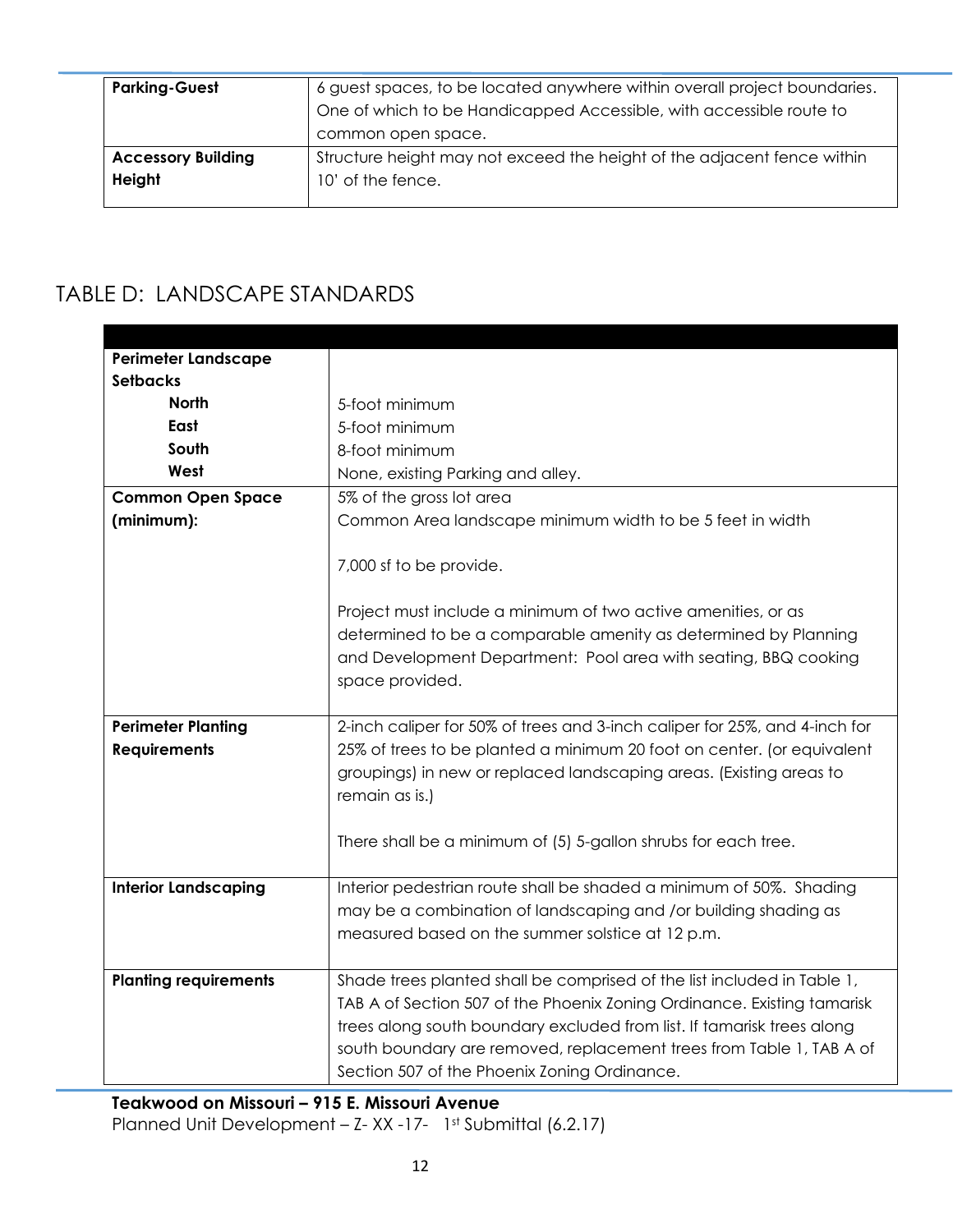| Parking-Guest | 6 guest spaces, to be located anywhere within overall project boundaries. One of which to be Handicapped Accessible, with accessible route to common open space. |
|---|---|
| **Accessory Building Height** | Structure height may not exceed the height of the adjacent fence within 10' of the fence. |

## TABLE D: LANDSCAPE STANDARDS

| | |
|---|---|
| **Perimeter Landscape Setbacks**<br>**North**<br>**East**<br>**South**<br>**West** | <br><br>5-foot minimum<br>5-foot minimum<br>8-foot minimum<br>None, existing Parking and alley. |
| **Common Open Space (minimum):** | 5% of the gross lot area<br>Common Area landscape minimum width to be 5 feet in width<br><br>7,000 sf to be provide.<br><br>Project must include a minimum of two active amenities, or as determined to be a comparable amenity as determined by Planning and Development Department: Pool area with seating, BBQ cooking space provided. |
| **Perimeter Planting Requirements** | 2-inch caliper for 50% of trees and 3-inch caliper for 25%, and 4-inch for 25% of trees to be planted a minimum 20 foot on center. (or equivalent groupings) in new or replaced landscaping areas. (Existing areas to remain as is.)<br><br>There shall be a minimum of (5) 5-gallon shrubs for each tree. |
| **Interior Landscaping** | Interior pedestrian route shall be shaded a minimum of 50%. Shading may be a combination of landscaping and /or building shading as measured based on the summer solstice at 12 p.m. |
| **Planting requirements** | Shade trees planted shall be comprised of the list included in Table 1, TAB A of Section 507 of the Phoenix Zoning Ordinance. Existing tamarisk trees along south boundary excluded from list. If tamarisk trees along south boundary are removed, replacement trees from Table 1, TAB A of Section 507 of the Phoenix Zoning Ordinance. |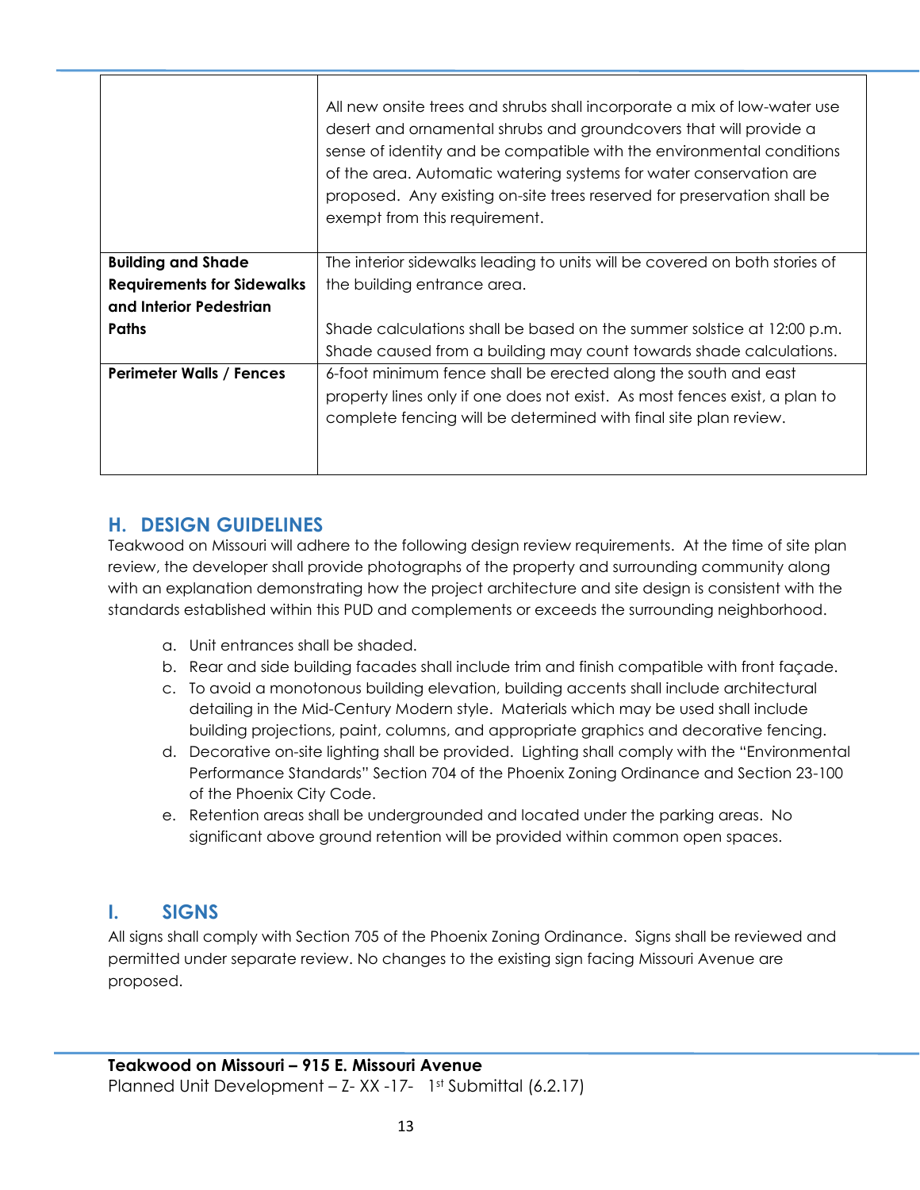| | |
|---|---|
| | All new onsite trees and shrubs shall incorporate a mix of low-water use desert and ornamental shrubs and groundcovers that will provide a sense of identity and be compatible with the environmental conditions of the area. Automatic watering systems for water conservation are proposed. Any existing on-site trees reserved for preservation shall be exempt from this requirement. |
| **Building and Shade Requirements for Sidewalks and Interior Pedestrian Paths** | The interior sidewalks leading to units will be covered on both stories of the building entrance area.<br><br>Shade calculations shall be based on the summer solstice at 12:00 p.m. Shade caused from a building may count towards shade calculations. |
| **Perimeter Walls / Fences** | 6-foot minimum fence shall be erected along the south and east property lines only if one does not exist. As most fences exist, a plan to complete fencing will be determined with final site plan review. |

## H. DESIGN GUIDELINES

Teakwood on Missouri will adhere to the following design review requirements. At the time of site plan review, the developer shall provide photographs of the property and surrounding community along with an explanation demonstrating how the project architecture and site design is consistent with the standards established within this PUD and complements or exceeds the surrounding neighborhood.

a. Unit entrances shall be shaded.
b. Rear and side building facades shall include trim and finish compatible with front façade.
c. To avoid a monotonous building elevation, building accents shall include architectural detailing in the Mid-Century Modern style. Materials which may be used shall include building projections, paint, columns, and appropriate graphics and decorative fencing.
d. Decorative on-site lighting shall be provided. Lighting shall comply with the "Environmental Performance Standards" Section 704 of the Phoenix Zoning Ordinance and Section 23-100 of the Phoenix City Code.
e. Retention areas shall be undergrounded and located under the parking areas. No significant above ground retention will be provided within common open spaces.

## I. SIGNS

All signs shall comply with Section 705 of the Phoenix Zoning Ordinance. Signs shall be reviewed and permitted under separate review. No changes to the existing sign facing Missouri Avenue are proposed.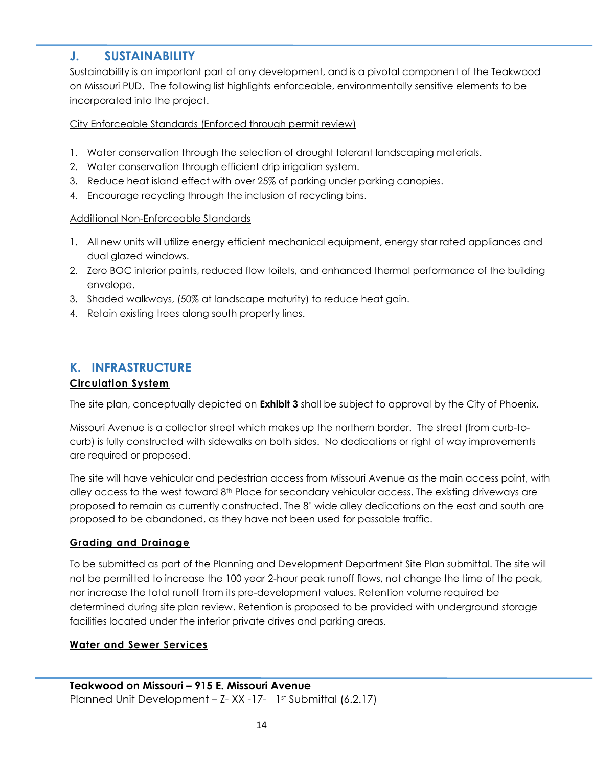## J. SUSTAINABILITY

Sustainability is an important part of any development, and is a pivotal component of the Teakwood on Missouri PUD. The following list highlights enforceable, environmentally sensitive elements to be incorporated into the project.

<u>City Enforceable Standards (Enforced through permit review)</u>

1. Water conservation through the selection of drought tolerant landscaping materials.
2. Water conservation through efficient drip irrigation system.
3. Reduce heat island effect with over 25% of parking under parking canopies.
4. Encourage recycling through the inclusion of recycling bins.

<u>Additional Non-Enforceable Standards</u>

1. All new units will utilize energy efficient mechanical equipment, energy star rated appliances and dual glazed windows.
2. Zero BOC interior paints, reduced flow toilets, and enhanced thermal performance of the building envelope.
3. Shaded walkways, (50% at landscape maturity) to reduce heat gain.
4. Retain existing trees along south property lines.

## K. INFRASTRUCTURE

### Circulation System

The site plan, conceptually depicted on **Exhibit 3** shall be subject to approval by the City of Phoenix.

Missouri Avenue is a collector street which makes up the northern border. The street (from curb-to-curb) is fully constructed with sidewalks on both sides. No dedications or right of way improvements are required or proposed.

The site will have vehicular and pedestrian access from Missouri Avenue as the main access point, with alley access to the west toward 8th Place for secondary vehicular access. The existing driveways are proposed to remain as currently constructed. The 8' wide alley dedications on the east and south are proposed to be abandoned, as they have not been used for passable traffic.

### Grading and Drainage

To be submitted as part of the Planning and Development Department Site Plan submittal. The site will not be permitted to increase the 100 year 2-hour peak runoff flows, not change the time of the peak, nor increase the total runoff from its pre-development values. Retention volume required be determined during site plan review. Retention is proposed to be provided with underground storage facilities located under the interior private drives and parking areas.

### Water and Sewer Services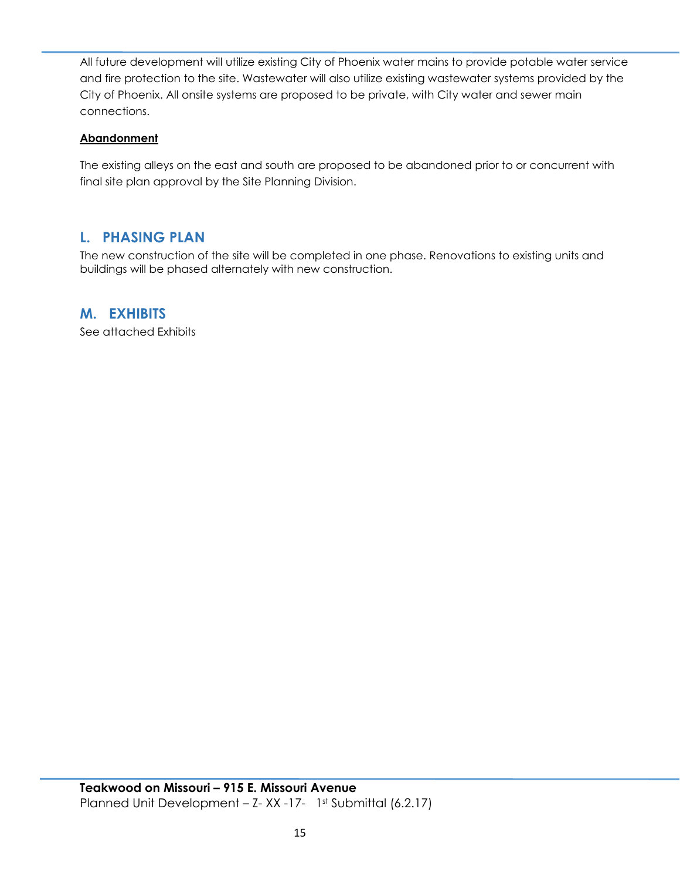All future development will utilize existing City of Phoenix water mains to provide potable water service and fire protection to the site. Wastewater will also utilize existing wastewater systems provided by the City of Phoenix. All onsite systems are proposed to be private, with City water and sewer main connections.

**Abandonment**

The existing alleys on the east and south are proposed to be abandoned prior to or concurrent with final site plan approval by the Site Planning Division.

## L. PHASING PLAN

The new construction of the site will be completed in one phase. Renovations to existing units and buildings will be phased alternately with new construction.

## M. EXHIBITS

See attached Exhibits